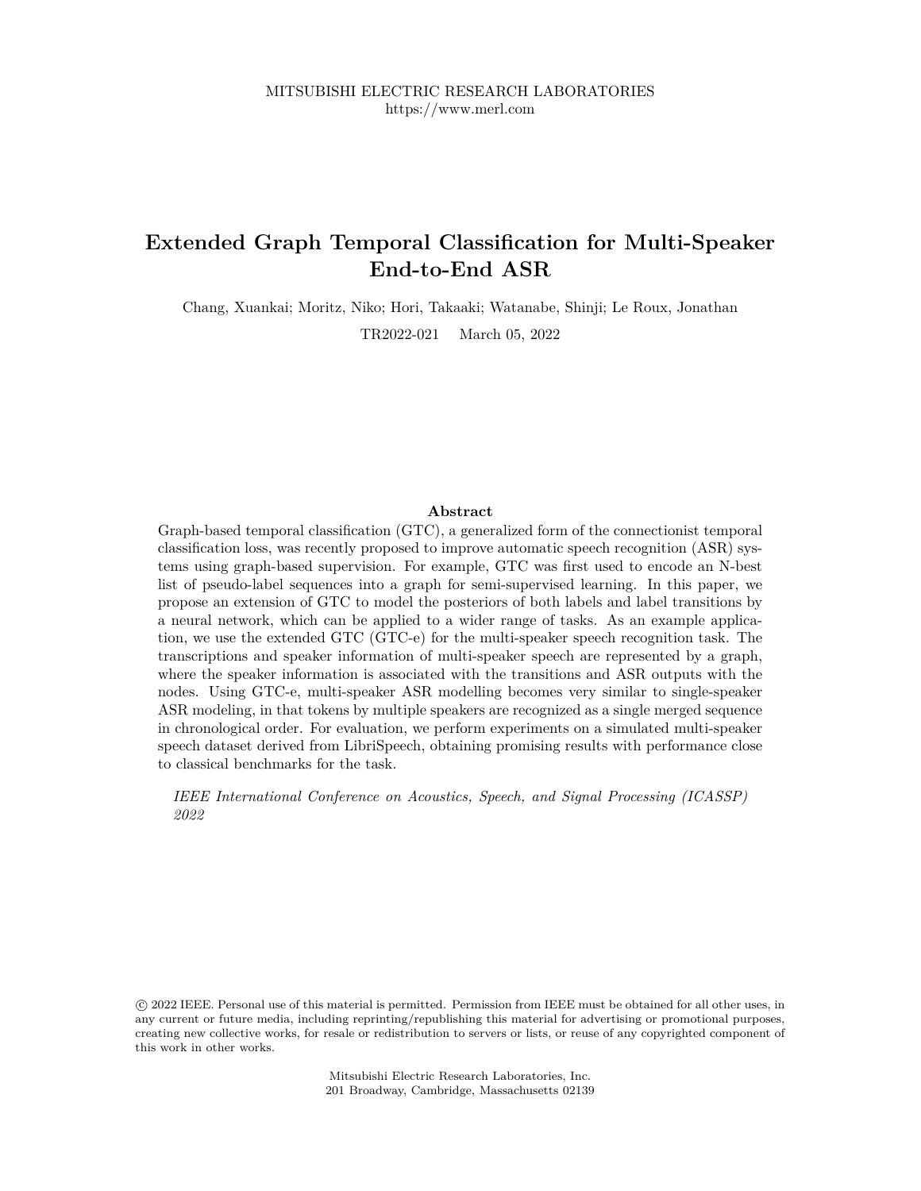MITSUBISHI ELECTRIC RESEARCH LABORATORIES
https://www.merl.com

# Extended Graph Temporal Classification for Multi-Speaker End-to-End ASR

Chang, Xuankai; Moritz, Niko; Hori, Takaaki; Watanabe, Shinji; Le Roux, Jonathan

TR2022-021 March 05, 2022

### Abstract

Graph-based temporal classification (GTC), a generalized form of the connectionist temporal classification loss, was recently proposed to improve automatic speech recognition (ASR) systems using graph-based supervision. For example, GTC was first used to encode an N-best list of pseudo-label sequences into a graph for semi-supervised learning. In this paper, we propose an extension of GTC to model the posteriors of both labels and label transitions by a neural network, which can be applied to a wider range of tasks. As an example application, we use the extended GTC (GTC-e) for the multi-speaker speech recognition task. The transcriptions and speaker information of multi-speaker speech are represented by a graph, where the speaker information is associated with the transitions and ASR outputs with the nodes. Using GTC-e, multi-speaker ASR modelling becomes very similar to single-speaker ASR modeling, in that tokens by multiple speakers are recognized as a single merged sequence in chronological order. For evaluation, we perform experiments on a simulated multi-speaker speech dataset derived from LibriSpeech, obtaining promising results with performance close to classical benchmarks for the task.

*IEEE International Conference on Acoustics, Speech, and Signal Processing (ICASSP) 2022*

© 2022 IEEE. Personal use of this material is permitted. Permission from IEEE must be obtained for all other uses, in any current or future media, including reprinting/republishing this material for advertising or promotional purposes, creating new collective works, for resale or redistribution to servers or lists, or reuse of any copyrighted component of this work in other works.

Mitsubishi Electric Research Laboratories, Inc.
201 Broadway, Cambridge, Massachusetts 02139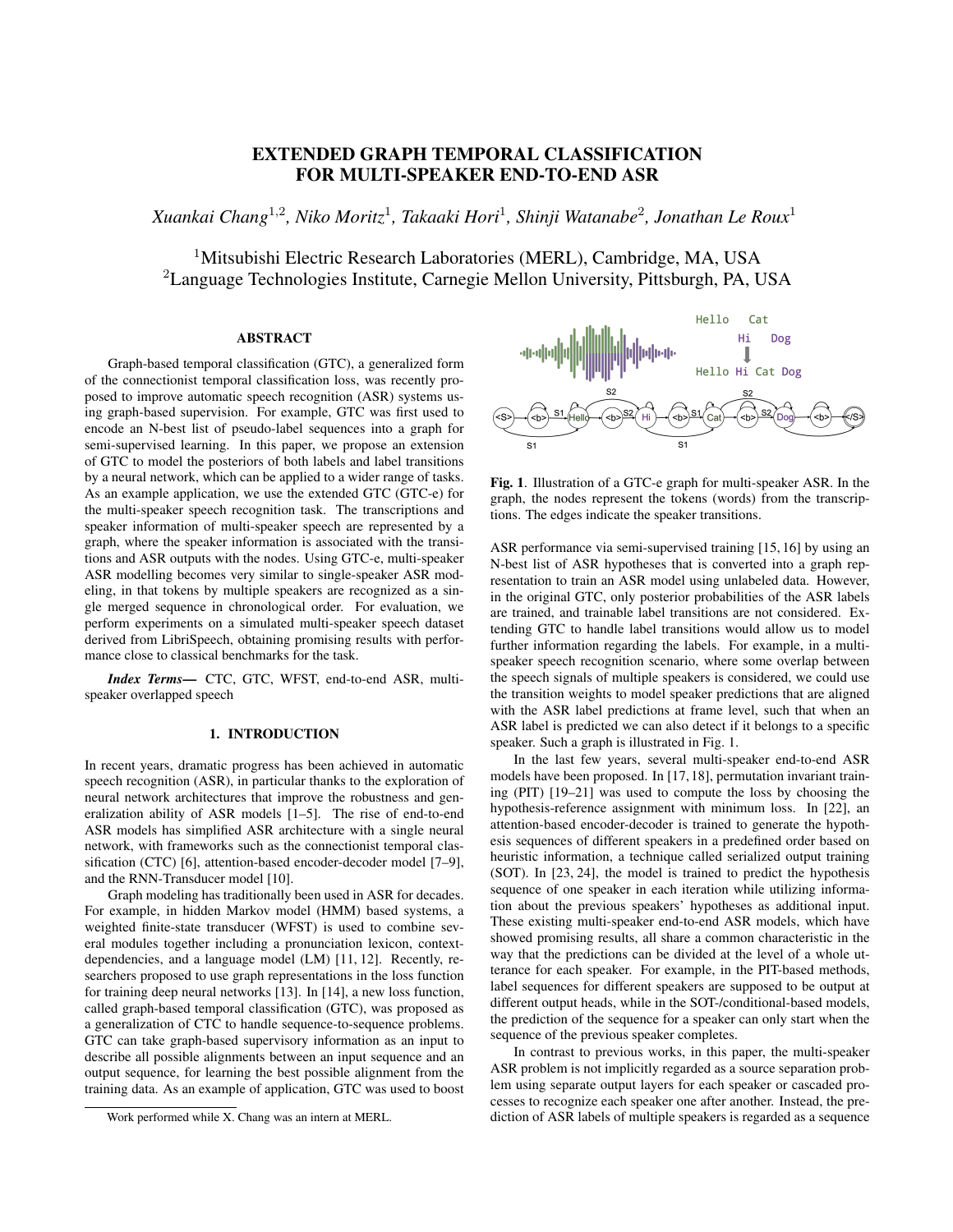# EXTENDED GRAPH TEMPORAL CLASSIFICATION FOR MULTI-SPEAKER END-TO-END ASR

*Xuankai Chang*[1,2], *Niko Moritz*[1], *Takaaki Hori*[1], *Shinji Watanabe*[2], *Jonathan Le Roux*[1]

[1]Mitsubishi Electric Research Laboratories (MERL), Cambridge, MA, USA
[2]Language Technologies Institute, Carnegie Mellon University, Pittsburgh, PA, USA

## ABSTRACT

Graph-based temporal classification (GTC), a generalized form of the connectionist temporal classification loss, was recently proposed to improve automatic speech recognition (ASR) systems using graph-based supervision. For example, GTC was first used to encode an N-best list of pseudo-label sequences into a graph for semi-supervised learning. In this paper, we propose an extension of GTC to model the posteriors of both labels and label transitions by a neural network, which can be applied to a wider range of tasks. As an example application, we use the extended GTC (GTC-e) for the multi-speaker speech recognition task. The transcriptions and speaker information of multi-speaker speech are represented by a graph, where the speaker information is associated with the transitions and ASR outputs with the nodes. Using GTC-e, multi-speaker ASR modelling becomes very similar to single-speaker ASR modeling, in that tokens by multiple speakers are recognized as a single merged sequence in chronological order. For evaluation, we perform experiments on a simulated multi-speaker speech dataset derived from LibriSpeech, obtaining promising results with performance close to classical benchmarks for the task.

***Index Terms***— CTC, GTC, WFST, end-to-end ASR, multi-speaker overlapped speech

## 1. INTRODUCTION

In recent years, dramatic progress has been achieved in automatic speech recognition (ASR), in particular thanks to the exploration of neural network architectures that improve the robustness and generalization ability of ASR models [1–5]. The rise of end-to-end ASR models has simplified ASR architecture with a single neural network, with frameworks such as the connectionist temporal classification (CTC) [6], attention-based encoder-decoder model [7–9], and the RNN-Transducer model [10].

Graph modeling has traditionally been used in ASR for decades. For example, in hidden Markov model (HMM) based systems, a weighted finite-state transducer (WFST) is used to combine several modules together including a pronunciation lexicon, context-dependencies, and a language model (LM) [11, 12]. Recently, researchers proposed to use graph representations in the loss function for training deep neural networks [13]. In [14], a new loss function, called graph-based temporal classification (GTC), was proposed as a generalization of CTC to handle sequence-to-sequence problems. GTC can take graph-based supervisory information as an input to describe all possible alignments between an input sequence and an output sequence, for learning the best possible alignment from the training data. As an example of application, GTC was used to boost ASR performance via semi-supervised training [15, 16] by using an N-best list of ASR hypotheses that is converted into a graph representation to train an ASR model using unlabeled data. However, in the original GTC, only posterior probabilities of the ASR labels are trained, and trainable label transitions are not considered. Extending GTC to handle label transitions would allow us to model further information regarding the labels. For example, in a multi-speaker speech recognition scenario, where some overlap between the speech signals of multiple speakers is considered, we could use the transition weights to model speaker predictions that are aligned with the ASR label predictions at frame level, such that when an ASR label is predicted we can also detect if it belongs to a specific speaker. Such a graph is illustrated in Fig. 1.

**Fig. 1**. Illustration of a GTC-e graph for multi-speaker ASR. In the graph, the nodes represent the tokens (words) from the transcriptions. The edges indicate the speaker transitions.

In the last few years, several multi-speaker end-to-end ASR models have been proposed. In [17, 18], permutation invariant training (PIT) [19–21] was used to compute the loss by choosing the hypothesis-reference assignment with minimum loss. In [22], an attention-based encoder-decoder is trained to generate the hypothesis sequences of different speakers in a predefined order based on heuristic information, a technique called serialized output training (SOT). In [23, 24], the model is trained to predict the hypothesis sequence of one speaker in each iteration while utilizing information about the previous speakers' hypotheses as additional input. These existing multi-speaker end-to-end ASR models, which have showed promising results, all share a common characteristic in the way that the predictions can be divided at the level of a whole utterance for each speaker. For example, in the PIT-based methods, label sequences for different speakers are supposed to be output at different output heads, while in the SOT-/conditional-based models, the prediction of the sequence for a speaker can only start when the sequence of the previous speaker completes.

In contrast to previous works, in this paper, the multi-speaker ASR problem is not implicitly regarded as a source separation problem using separate output layers for each speaker or cascaded processes to recognize each speaker one after another. Instead, the prediction of ASR labels of multiple speakers is regarded as a sequence

Work performed while X. Chang was an intern at MERL.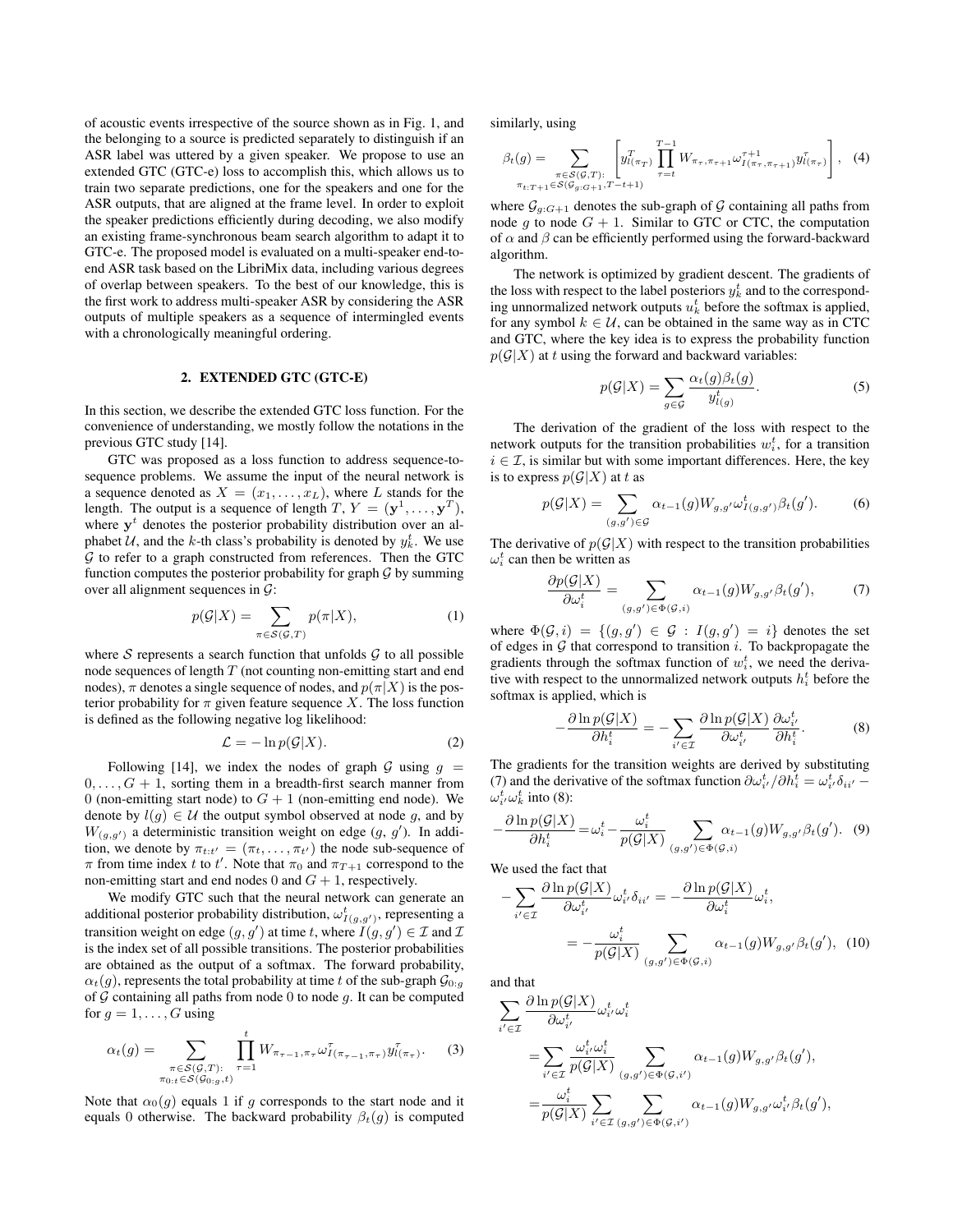of acoustic events irrespective of the source shown as in Fig. 1, and the belonging to a source is predicted separately to distinguish if an ASR label was uttered by a given speaker. We propose to use an extended GTC (GTC-e) loss to accomplish this, which allows us to train two separate predictions, one for the speakers and one for the ASR outputs, that are aligned at the frame level. In order to exploit the speaker predictions efficiently during decoding, we also modify an existing frame-synchronous beam search algorithm to adapt it to GTC-e. The proposed model is evaluated on a multi-speaker end-to-end ASR task based on the LibriMix data, including various degrees of overlap between speakers. To the best of our knowledge, this is the first work to address multi-speaker ASR by considering the ASR outputs of multiple speakers as a sequence of intermingled events with a chronologically meaningful ordering.

## 2. EXTENDED GTC (GTC-E)

In this section, we describe the extended GTC loss function. For the convenience of understanding, we mostly follow the notations in the previous GTC study [14].

GTC was proposed as a loss function to address sequence-to-sequence problems. We assume the input of the neural network is a sequence denoted as $X = (x_1, \dots, x_L)$, where $L$ stands for the length. The output is a sequence of length $T$, $Y = (\mathbf{y}^1, \dots, \mathbf{y}^T)$, where $\mathbf{y}^t$ denotes the posterior probability distribution over an alphabet $\mathcal{U}$, and the $k$-th class's probability is denoted by $y_k^t$. We use $\mathcal{G}$ to refer to a graph constructed from references. Then the GTC function computes the posterior probability for graph $\mathcal{G}$ by summing over all alignment sequences in $\mathcal{G}$:

$$p(\mathcal{G}|X) = \sum_{\pi \in \mathcal{S}(\mathcal{G},T)} p(\pi|X), \tag{1}$$

where $\mathcal{S}$ represents a search function that unfolds $\mathcal{G}$ to all possible node sequences of length $T$ (not counting non-emitting start and end nodes), $\pi$ denotes a single sequence of nodes, and $p(\pi|X)$ is the posterior probability for $\pi$ given feature sequence $X$. The loss function is defined as the following negative log likelihood:

$$\mathcal{L} = -\ln p(\mathcal{G}|X). \tag{2}$$

Following [14], we index the nodes of graph $\mathcal{G}$ using $g = 0, \dots, G+1$, sorting them in a breadth-first search manner from 0 (non-emitting start node) to $G+1$ (non-emitting end node). We denote by $l(g) \in \mathcal{U}$ the output symbol observed at node $g$, and by $W_{(g,g')}$ a deterministic transition weight on edge $(g, g')$. In addition, we denote by $\pi_{t:t'} = (\pi_t, \dots, \pi_{t'})$ the node sub-sequence of $\pi$ from time index $t$ to $t'$. Note that $\pi_0$ and $\pi_{T+1}$ correspond to the non-emitting start and end nodes 0 and $G+1$, respectively.

We modify GTC such that the neural network can generate an additional posterior probability distribution, $\omega^t_{I(g,g')}$, representing a transition weight on edge $(g, g')$ at time $t$, where $I(g, g') \in \mathcal{I}$ and $\mathcal{I}$ is the index set of all possible transitions. The posterior probabilities are obtained as the output of a softmax. The forward probability, $\alpha_t(g)$, represents the total probability at time $t$ of the sub-graph $\mathcal{G}_{0:g}$ of $\mathcal{G}$ containing all paths from node 0 to node $g$. It can be computed for $g = 1, \dots, G$ using

$$\alpha_t(g) = \sum_{\substack{\pi \in \mathcal{S}(\mathcal{G},T): \\ \pi_{0:t} \in \mathcal{S}(\mathcal{G}_{0:g},t)}} \prod_{\tau=1}^{t} W_{\pi_{\tau-1},\pi_\tau} \omega^\tau_{I(\pi_{\tau-1},\pi_\tau)} y^\tau_{l(\pi_\tau)}. \tag{3}$$

Note that $\alpha_0(g)$ equals 1 if $g$ corresponds to the start node and it equals 0 otherwise. The backward probability $\beta_t(g)$ is computed similarly, using

$$\beta_t(g) = \sum_{\substack{\pi \in \mathcal{S}(\mathcal{G},T): \\ \pi_{t:T+1} \in \mathcal{S}(\mathcal{G}_{g:G+1},T-t+1)}} \left[ y^T_{l(\pi_T)} \prod_{\tau=t}^{T-1} W_{\pi_\tau,\pi_{\tau+1}} \omega^{\tau+1}_{I(\pi_\tau,\pi_{\tau+1})} y^\tau_{l(\pi_\tau)} \right], \tag{4}$$

where $\mathcal{G}_{g:G+1}$ denotes the sub-graph of $\mathcal{G}$ containing all paths from node $g$ to node $G+1$. Similar to GTC or CTC, the computation of $\alpha$ and $\beta$ can be efficiently performed using the forward-backward algorithm.

The network is optimized by gradient descent. The gradients of the loss with respect to the label posteriors $y_k^t$ and to the corresponding unnormalized network outputs $u_k^t$ before the softmax is applied, for any symbol $k \in \mathcal{U}$, can be obtained in the same way as in CTC and GTC, where the key idea is to express the probability function $p(\mathcal{G}|X)$ at $t$ using the forward and backward variables:

$$p(\mathcal{G}|X) = \sum_{g \in \mathcal{G}} \frac{\alpha_t(g)\beta_t(g)}{y^t_{l(g)}}. \tag{5}$$

The derivation of the gradient of the loss with respect to the network outputs for the transition probabilities $w_i^t$, for a transition $i \in \mathcal{I}$, is similar but with some important differences. Here, the key is to express $p(\mathcal{G}|X)$ at $t$ as

$$p(\mathcal{G}|X) = \sum_{(g,g') \in \mathcal{G}} \alpha_{t-1}(g) W_{g,g'} \omega^t_{I(g,g')} \beta_t(g'). \tag{6}$$

The derivative of $p(\mathcal{G}|X)$ with respect to the transition probabilities $\omega_i^t$ can then be written as

$$\frac{\partial p(\mathcal{G}|X)}{\partial \omega_i^t} = \sum_{(g,g') \in \Phi(\mathcal{G},i)} \alpha_{t-1}(g) W_{g,g'} \beta_t(g'), \tag{7}$$

where $\Phi(\mathcal{G}, i) = \{(g, g') \in \mathcal{G} : I(g, g') = i\}$ denotes the set of edges in $\mathcal{G}$ that correspond to transition $i$. To backpropagate the gradients through the softmax function of $w_i^t$, we need the derivative with respect to the unnormalized network outputs $h_i^t$ before the softmax is applied, which is

$$-\frac{\partial \ln p(\mathcal{G}|X)}{\partial h_i^t} = -\sum_{i' \in \mathcal{I}} \frac{\partial \ln p(\mathcal{G}|X)}{\partial \omega^t_{i'}} \frac{\partial \omega^t_{i'}}{\partial h_i^t}. \tag{8}$$

The gradients for the transition weights are derived by substituting (7) and the derivative of the softmax function $\partial \omega^t_{i'} / \partial h_i^t = \omega^t_{i'} \delta_{ii'} - \omega^t_{i'} \omega^t_k$ into (8):

$$-\frac{\partial \ln p(\mathcal{G}|X)}{\partial h_i^t} = \omega_i^t - \frac{\omega_i^t}{p(\mathcal{G}|X)} \sum_{(g,g') \in \Phi(\mathcal{G},i)} \alpha_{t-1}(g) W_{g,g'} \beta_t(g'). \tag{9}$$

We used the fact that

$$\begin{aligned}
-\sum_{i' \in \mathcal{I}} \frac{\partial \ln p(\mathcal{G}|X)}{\partial \omega^t_{i'}} \omega^t_{i'} \delta_{ii'} &= -\frac{\partial \ln p(\mathcal{G}|X)}{\partial \omega_i^t} \omega_i^t, \\
&= -\frac{\omega_i^t}{p(\mathcal{G}|X)} \sum_{(g,g') \in \Phi(\mathcal{G},i)} \alpha_{t-1}(g) W_{g,g'} \beta_t(g'), \quad (10)
\end{aligned}$$

and that

$$\begin{aligned}
&\sum_{i' \in \mathcal{I}} \frac{\partial \ln p(\mathcal{G}|X)}{\partial \omega^t_{i'}} \omega^t_{i'} \omega^t_i \\
&= \sum_{i' \in \mathcal{I}} \frac{\omega^t_{i'} \omega^t_i}{p(\mathcal{G}|X)} \sum_{(g,g') \in \Phi(\mathcal{G},i')} \alpha_{t-1}(g) W_{g,g'} \beta_t(g'), \\
&= \frac{\omega^t_i}{p(\mathcal{G}|X)} \sum_{i' \in \mathcal{I}} \sum_{(g,g') \in \Phi(\mathcal{G},i')} \alpha_{t-1}(g) W_{g,g'} \omega^t_{i'} \beta_t(g'),
\end{aligned}$$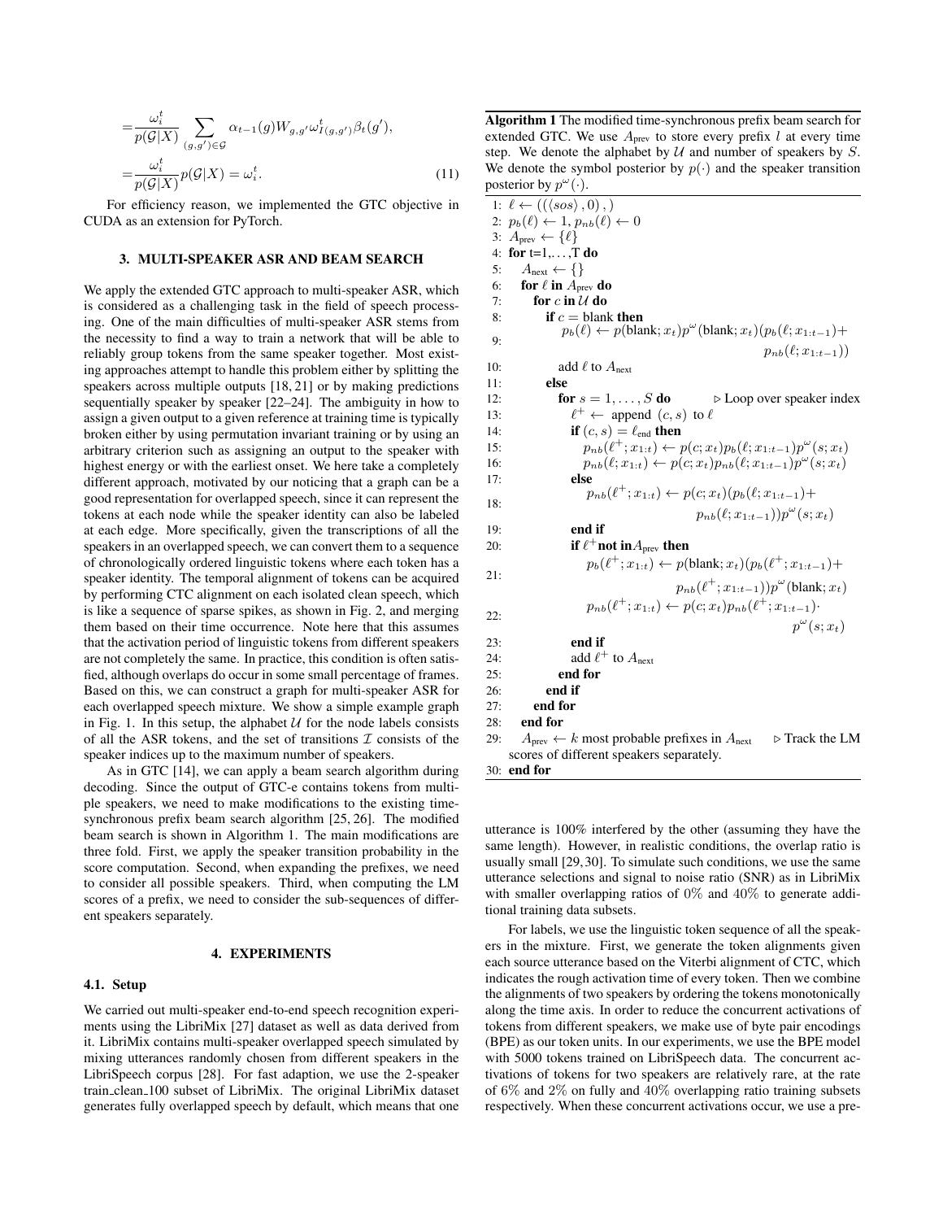$$
\begin{aligned}
&= \frac{\omega_i^t}{p(\mathcal{G}|X)} \sum_{(g,g')\in\mathcal{G}} \alpha_{t-1}(g) W_{g,g'} \omega^t_{I(g,g')} \beta_t(g'), \\
&= \frac{\omega_i^t}{p(\mathcal{G}|X)} p(\mathcal{G}|X) = \omega_i^t. \qquad (11)
\end{aligned}
$$

For efficiency reason, we implemented the GTC objective in CUDA as an extension for PyTorch.

## 3. MULTI-SPEAKER ASR AND BEAM SEARCH

We apply the extended GTC approach to multi-speaker ASR, which is considered as a challenging task in the field of speech processing. One of the main difficulties of multi-speaker ASR stems from the necessity to find a way to train a network that will be able to reliably group tokens from the same speaker together. Most existing approaches attempt to handle this problem either by splitting the speakers across multiple outputs [18, 21] or by making predictions sequentially speaker by speaker [22–24]. The ambiguity in how to assign a given output to a given reference at training time is typically broken either by using permutation invariant training or by using an arbitrary criterion such as assigning an output to the speaker with highest energy or with the earliest onset. We here take a completely different approach, motivated by our noticing that a graph can be a good representation for overlapped speech, since it can represent the tokens at each node while the speaker identity can also be labeled at each edge. More specifically, given the transcriptions of all the speakers in an overlapped speech, we can convert them to a sequence of chronologically ordered linguistic tokens where each token has a speaker identity. The temporal alignment of tokens can be acquired by performing CTC alignment on each isolated clean speech, which is like a sequence of sparse spikes, as shown in Fig. 2, and merging them based on their time occurrence. Note here that this assumes that the activation period of linguistic tokens from different speakers are not completely the same. In practice, this condition is often satisfied, although overlaps do occur in some small percentage of frames. Based on this, we can construct a graph for multi-speaker ASR for each overlapped speech mixture. We show a simple example graph in Fig. 1. In this setup, the alphabet $\mathcal{U}$ for the node labels consists of all the ASR tokens, and the set of transitions $\mathcal{I}$ consists of the speaker indices up to the maximum number of speakers.

As in GTC [14], we can apply a beam search algorithm during decoding. Since the output of GTC-e contains tokens from multiple speakers, we need to make modifications to the existing time-synchronous prefix beam search algorithm [25, 26]. The modified beam search is shown in Algorithm 1. The main modifications are three fold. First, we apply the speaker transition probability in the score computation. Second, when expanding the prefixes, we need to consider all possible speakers. Third, when computing the LM scores of a prefix, we need to consider the sub-sequences of different speakers separately.

**Algorithm 1** The modified time-synchronous prefix beam search for extended GTC. We use $A_{\text{prev}}$ to store every prefix $l$ at every time step. We denote the alphabet by $\mathcal{U}$ and number of speakers by $S$. We denote the symbol posterior by $p(\cdot)$ and the speaker transition posterior by $p^{\omega}(\cdot)$.

```
1:  ℓ ← ((⟨sos⟩, 0), )
2:  p_b(ℓ) ← 1, p_nb(ℓ) ← 0
3:  A_prev ← {ℓ}
4:  for t=1,...,T do
5:    A_next ← {}
6:    for ℓ in A_prev do
7:      for c in U do
8:        if c = blank then
9:          p_b(ℓ) ← p(blank; x_t) p^ω(blank; x_t) (p_b(ℓ; x_{1:t-1}) + p_nb(ℓ; x_{1:t-1}))
10:         add ℓ to A_next
11:       else
12:         for s = 1, ..., S do                ▷ Loop over speaker index
13:           ℓ+ ← append (c, s) to ℓ
14:           if (c, s) = ℓ_end then
15:             p_nb(ℓ+; x_{1:t}) ← p(c; x_t) p_b(ℓ; x_{1:t-1}) p^ω(s; x_t)
16:             p_nb(ℓ; x_{1:t}) ← p(c; x_t) p_nb(ℓ; x_{1:t-1}) p^ω(s; x_t)
17:           else
18:             p_nb(ℓ+; x_{1:t}) ← p(c; x_t) (p_b(ℓ; x_{1:t-1}) + p_nb(ℓ; x_{1:t-1})) p^ω(s; x_t)
19:           end if
20:           if ℓ+ not in A_prev then
21:             p_b(ℓ+; x_{1:t}) ← p(blank; x_t) (p_b(ℓ+; x_{1:t-1}) + p_nb(ℓ+; x_{1:t-1})) p^ω(blank; x_t)
22:             p_nb(ℓ+; x_{1:t}) ← p(c; x_t) p_nb(ℓ+; x_{1:t-1}) · p^ω(s; x_t)
23:           end if
24:           add ℓ+ to A_next
25:         end for
26:       end if
27:     end for
28:   end for
29:   A_prev ← k most probable prefixes in A_next   ▷ Track the LM scores of different speakers separately.
30: end for
```

## 4. EXPERIMENTS

### 4.1. Setup

We carried out multi-speaker end-to-end speech recognition experiments using the LibriMix [27] dataset as well as data derived from it. LibriMix contains multi-speaker overlapped speech simulated by mixing utterances randomly chosen from different speakers in the LibriSpeech corpus [28]. For fast adaption, we use the 2-speaker train_clean_100 subset of LibriMix. The original LibriMix dataset generates fully overlapped speech by default, which means that one utterance is 100% interfered by the other (assuming they have the same length). However, in realistic conditions, the overlap ratio is usually small [29, 30]. To simulate such conditions, we use the same utterance selections and signal to noise ratio (SNR) as in LibriMix with smaller overlapping ratios of 0% and 40% to generate additional training data subsets.

For labels, we use the linguistic token sequence of all the speakers in the mixture. First, we generate the token alignments given each source utterance based on the Viterbi alignment of CTC, which indicates the rough activation time of every token. Then we combine the alignments of two speakers by ordering the tokens monotonically along the time axis. In order to reduce the concurrent activations of tokens from different speakers, we make use of byte pair encodings (BPE) as our token units. In our experiments, we use the BPE model with 5000 tokens trained on LibriSpeech data. The concurrent activations of tokens for two speakers are relatively rare, at the rate of 6% and 2% on fully and 40% overlapping ratio training subsets respectively. When these concurrent activations occur, we use a pre-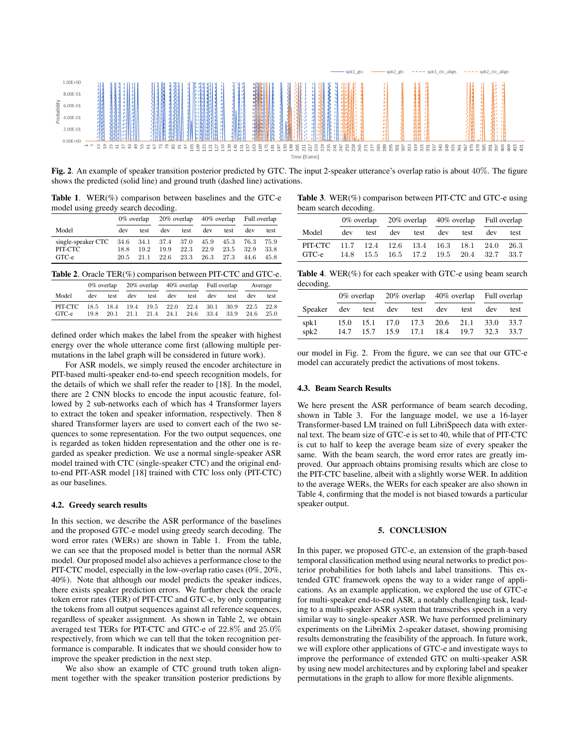**Fig. 2**. An example of speaker transition posterior predicted by GTC. The input 2-speaker utterance's overlap ratio is about 40%. The figure shows the predicted (solid line) and ground truth (dashed line) activations.

**Table 1**. WER(%) comparison between baselines and the GTC-e model using greedy search decoding.

| Model | 0% overlap | | 20% overlap | | 40% overlap | | Full overlap | |
|---|---|---|---|---|---|---|---|---|
| | dev | test | dev | test | dev | test | dev | test |
| single-speaker CTC | 34.6 | 34.1 | 37.4 | 37.0 | 45.9 | 45.3 | 76.3 | 75.9 |
| PIT-CTC | 18.8 | 19.2 | 19.9 | 22.3 | 22.9 | 23.5 | 32.9 | 33.8 |
| GTC-e | 20.5 | 21.1 | 22.6 | 23.3 | 26.3 | 27.3 | 44.6 | 45.8 |

**Table 2**. Oracle TER(%) comparison between PIT-CTC and GTC-e.

| Model | 0% overlap | | 20% overlap | | 40% overlap | | Full overlap | | Average | |
|---|---|---|---|---|---|---|---|---|---|---|
| | dev | test | dev | test | dev | test | dev | test | dev | test |
| PIT-CTC | 18.5 | 18.4 | 19.4 | 19.5 | 22.0 | 22.4 | 30.1 | 30.9 | 22.5 | 22.8 |
| GTC-e | 19.8 | 20.1 | 21.1 | 21.4 | 24.1 | 24.6 | 33.4 | 33.9 | 24.6 | 25.0 |

defined order which makes the label from the speaker with highest energy over the whole utterance come first (allowing multiple permutations in the label graph will be considered in future work).

For ASR models, we simply reused the encoder architecture in PIT-based multi-speaker end-to-end speech recognition models, for the details of which we shall refer the reader to [18]. In the model, there are 2 CNN blocks to encode the input acoustic feature, followed by 2 sub-networks each of which has 4 Transformer layers to extract the token and speaker information, respectively. Then 8 shared Transformer layers are used to convert each of the two sequences to some representation. For the two output sequences, one is regarded as token hidden representation and the other one is regarded as speaker prediction. We use a normal single-speaker ASR model trained with CTC (single-speaker CTC) and the original end-to-end PIT-ASR model [18] trained with CTC loss only (PIT-CTC) as our baselines.

### 4.2. Greedy search results

In this section, we describe the ASR performance of the baselines and the proposed GTC-e model using greedy search decoding. The word error rates (WERs) are shown in Table 1. From the table, we can see that the proposed model is better than the normal ASR model. Our proposed model also achieves a performance close to the PIT-CTC model, especially in the low-overlap ratio cases (0%, 20%, 40%). Note that although our model predicts the speaker indices, there exists speaker prediction errors. We further check the oracle token error rates (TER) of PIT-CTC and GTC-e, by only comparing the tokens from all output sequences against all reference sequences, regardless of speaker assignment. As shown in Table 2, we obtain averaged test TERs for PIT-CTC and GTC-e of 22.8% and 25.0% respectively, from which we can tell that the token recognition performance is comparable. It indicates that we should consider how to improve the speaker prediction in the next step.

We also show an example of CTC ground truth token alignment together with the speaker transition posterior predictions by our model in Fig. 2. From the figure, we can see that our GTC-e model can accurately predict the activations of most tokens.

**Table 3**. WER(%) comparison between PIT-CTC and GTC-e using beam search decoding.

| Model | 0% overlap | | 20% overlap | | 40% overlap | | Full overlap | |
|---|---|---|---|---|---|---|---|---|
| | dev | test | dev | test | dev | test | dev | test |
| PIT-CTC | 11.7 | 12.4 | 12.6 | 13.4 | 16.3 | 18.1 | 24.0 | 26.3 |
| GTC-e | 14.8 | 15.5 | 16.5 | 17.2 | 19.5 | 20.4 | 32.7 | 33.7 |

**Table 4**. WER(%) for each speaker with GTC-e using beam search decoding.

| Speaker | 0% overlap | | 20% overlap | | 40% overlap | | Full overlap | |
|---|---|---|---|---|---|---|---|---|
| | dev | test | dev | test | dev | test | dev | test |
| spk1 | 15.0 | 15.1 | 17.0 | 17.3 | 20.6 | 21.1 | 33.0 | 33.7 |
| spk2 | 14.7 | 15.7 | 15.9 | 17.1 | 18.4 | 19.7 | 32.3 | 33.7 |

### 4.3. Beam Search Results

We here present the ASR performance of beam search decoding, shown in Table 3. For the language model, we use a 16-layer Transformer-based LM trained on full LibriSpeech data with external text. The beam size of GTC-e is set to 40, while that of PIT-CTC is cut to half to keep the average beam size of every speaker the same. With the beam search, the word error rates are greatly improved. Our approach obtains promising results which are close to the PIT-CTC baseline, albeit with a slightly worse WER. In addition to the average WERs, the WERs for each speaker are also shown in Table 4, confirming that the model is not biased towards a particular speaker output.

## 5. CONCLUSION

In this paper, we proposed GTC-e, an extension of the graph-based temporal classification method using neural networks to predict posterior probabilities for both labels and label transitions. This extended GTC framework opens the way to a wider range of applications. As an example application, we explored the use of GTC-e for multi-speaker end-to-end ASR, a notably challenging task, leading to a multi-speaker ASR system that transcribes speech in a very similar way to single-speaker ASR. We have performed preliminary experiments on the LibriMix 2-speaker dataset, showing promising results demonstrating the feasibility of the approach. In future work, we will explore other applications of GTC-e and investigate ways to improve the performance of extended GTC on multi-speaker ASR by using new model architectures and by exploring label and speaker permutations in the graph to allow for more flexible alignments.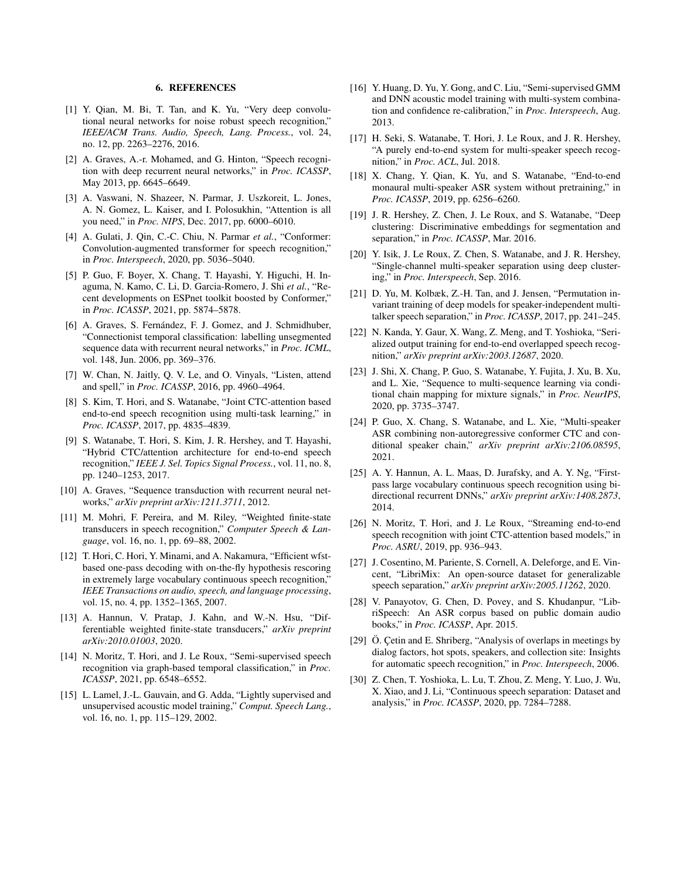## 6. REFERENCES

[1] Y. Qian, M. Bi, T. Tan, and K. Yu, "Very deep convolutional neural networks for noise robust speech recognition," *IEEE/ACM Trans. Audio, Speech, Lang. Process.*, vol. 24, no. 12, pp. 2263–2276, 2016.

[2] A. Graves, A.-r. Mohamed, and G. Hinton, "Speech recognition with deep recurrent neural networks," in *Proc. ICASSP*, May 2013, pp. 6645–6649.

[3] A. Vaswani, N. Shazeer, N. Parmar, J. Uszkoreit, L. Jones, A. N. Gomez, L. Kaiser, and I. Polosukhin, "Attention is all you need," in *Proc. NIPS*, Dec. 2017, pp. 6000–6010.

[4] A. Gulati, J. Qin, C.-C. Chiu, N. Parmar *et al.*, "Conformer: Convolution-augmented transformer for speech recognition," in *Proc. Interspeech*, 2020, pp. 5036–5040.

[5] P. Guo, F. Boyer, X. Chang, T. Hayashi, Y. Higuchi, H. Inaguma, N. Kamo, C. Li, D. Garcia-Romero, J. Shi *et al.*, "Recent developments on ESPnet toolkit boosted by Conformer," in *Proc. ICASSP*, 2021, pp. 5874–5878.

[6] A. Graves, S. Fernández, F. J. Gomez, and J. Schmidhuber, "Connectionist temporal classification: labelling unsegmented sequence data with recurrent neural networks," in *Proc. ICML*, vol. 148, Jun. 2006, pp. 369–376.

[7] W. Chan, N. Jaitly, Q. V. Le, and O. Vinyals, "Listen, attend and spell," in *Proc. ICASSP*, 2016, pp. 4960–4964.

[8] S. Kim, T. Hori, and S. Watanabe, "Joint CTC-attention based end-to-end speech recognition using multi-task learning," in *Proc. ICASSP*, 2017, pp. 4835–4839.

[9] S. Watanabe, T. Hori, S. Kim, J. R. Hershey, and T. Hayashi, "Hybrid CTC/attention architecture for end-to-end speech recognition," *IEEE J. Sel. Topics Signal Process.*, vol. 11, no. 8, pp. 1240–1253, 2017.

[10] A. Graves, "Sequence transduction with recurrent neural networks," *arXiv preprint arXiv:1211.3711*, 2012.

[11] M. Mohri, F. Pereira, and M. Riley, "Weighted finite-state transducers in speech recognition," *Computer Speech & Language*, vol. 16, no. 1, pp. 69–88, 2002.

[12] T. Hori, C. Hori, Y. Minami, and A. Nakamura, "Efficient wfst-based one-pass decoding with on-the-fly hypothesis rescoring in extremely large vocabulary continuous speech recognition," *IEEE Transactions on audio, speech, and language processing*, vol. 15, no. 4, pp. 1352–1365, 2007.

[13] A. Hannun, V. Pratap, J. Kahn, and W.-N. Hsu, "Differentiable weighted finite-state transducers," *arXiv preprint arXiv:2010.01003*, 2020.

[14] N. Moritz, T. Hori, and J. Le Roux, "Semi-supervised speech recognition via graph-based temporal classification," in *Proc. ICASSP*, 2021, pp. 6548–6552.

[15] L. Lamel, J.-L. Gauvain, and G. Adda, "Lightly supervised and unsupervised acoustic model training," *Comput. Speech Lang.*, vol. 16, no. 1, pp. 115–129, 2002.

[16] Y. Huang, D. Yu, Y. Gong, and C. Liu, "Semi-supervised GMM and DNN acoustic model training with multi-system combination and confidence re-calibration," in *Proc. Interspeech*, Aug. 2013.

[17] H. Seki, S. Watanabe, T. Hori, J. Le Roux, and J. R. Hershey, "A purely end-to-end system for multi-speaker speech recognition," in *Proc. ACL*, Jul. 2018.

[18] X. Chang, Y. Qian, K. Yu, and S. Watanabe, "End-to-end monaural multi-speaker ASR system without pretraining," in *Proc. ICASSP*, 2019, pp. 6256–6260.

[19] J. R. Hershey, Z. Chen, J. Le Roux, and S. Watanabe, "Deep clustering: Discriminative embeddings for segmentation and separation," in *Proc. ICASSP*, Mar. 2016.

[20] Y. Isik, J. Le Roux, Z. Chen, S. Watanabe, and J. R. Hershey, "Single-channel multi-speaker separation using deep clustering," in *Proc. Interspeech*, Sep. 2016.

[21] D. Yu, M. Kolbæk, Z.-H. Tan, and J. Jensen, "Permutation invariant training of deep models for speaker-independent multi-talker speech separation," in *Proc. ICASSP*, 2017, pp. 241–245.

[22] N. Kanda, Y. Gaur, X. Wang, Z. Meng, and T. Yoshioka, "Serialized output training for end-to-end overlapped speech recognition," *arXiv preprint arXiv:2003.12687*, 2020.

[23] J. Shi, X. Chang, P. Guo, S. Watanabe, Y. Fujita, J. Xu, B. Xu, and L. Xie, "Sequence to multi-sequence learning via conditional chain mapping for mixture signals," in *Proc. NeurIPS*, 2020, pp. 3735–3747.

[24] P. Guo, X. Chang, S. Watanabe, and L. Xie, "Multi-speaker ASR combining non-autoregressive conformer CTC and conditional speaker chain," *arXiv preprint arXiv:2106.08595*, 2021.

[25] A. Y. Hannun, A. L. Maas, D. Jurafsky, and A. Y. Ng, "First-pass large vocabulary continuous speech recognition using bi-directional recurrent DNNs," *arXiv preprint arXiv:1408.2873*, 2014.

[26] N. Moritz, T. Hori, and J. Le Roux, "Streaming end-to-end speech recognition with joint CTC-attention based models," in *Proc. ASRU*, 2019, pp. 936–943.

[27] J. Cosentino, M. Pariente, S. Cornell, A. Deleforge, and E. Vincent, "LibriMix: An open-source dataset for generalizable speech separation," *arXiv preprint arXiv:2005.11262*, 2020.

[28] V. Panayotov, G. Chen, D. Povey, and S. Khudanpur, "LibriSpeech: An ASR corpus based on public domain audio books," in *Proc. ICASSP*, Apr. 2015.

[29] Ö. Çetin and E. Shriberg, "Analysis of overlaps in meetings by dialog factors, hot spots, speakers, and collection site: Insights for automatic speech recognition," in *Proc. Interspeech*, 2006.

[30] Z. Chen, T. Yoshioka, L. Lu, T. Zhou, Z. Meng, Y. Luo, J. Wu, X. Xiao, and J. Li, "Continuous speech separation: Dataset and analysis," in *Proc. ICASSP*, 2020, pp. 7284–7288.